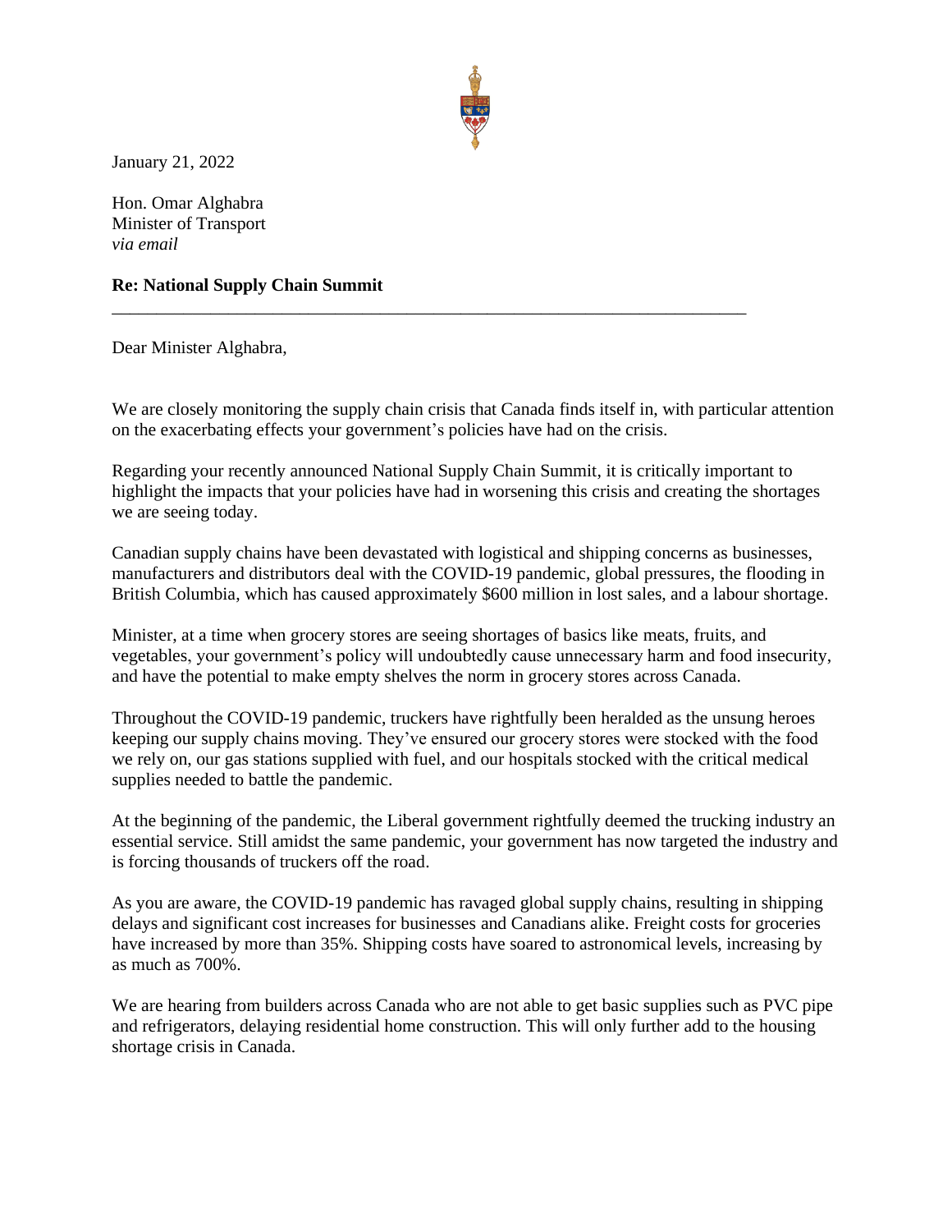January 21, 2022

Hon. Omar Alghabra
Minister of Transport
*via email*

**Re: National Supply Chain Summit**

---

Dear Minister Alghabra,

We are closely monitoring the supply chain crisis that Canada finds itself in, with particular attention on the exacerbating effects your government's policies have had on the crisis.

Regarding your recently announced National Supply Chain Summit, it is critically important to highlight the impacts that your policies have had in worsening this crisis and creating the shortages we are seeing today.

Canadian supply chains have been devastated with logistical and shipping concerns as businesses, manufacturers and distributors deal with the COVID-19 pandemic, global pressures, the flooding in British Columbia, which has caused approximately $600 million in lost sales, and a labour shortage.

Minister, at a time when grocery stores are seeing shortages of basics like meats, fruits, and vegetables, your government's policy will undoubtedly cause unnecessary harm and food insecurity, and have the potential to make empty shelves the norm in grocery stores across Canada.

Throughout the COVID-19 pandemic, truckers have rightfully been heralded as the unsung heroes keeping our supply chains moving. They've ensured our grocery stores were stocked with the food we rely on, our gas stations supplied with fuel, and our hospitals stocked with the critical medical supplies needed to battle the pandemic.

At the beginning of the pandemic, the Liberal government rightfully deemed the trucking industry an essential service. Still amidst the same pandemic, your government has now targeted the industry and is forcing thousands of truckers off the road.

As you are aware, the COVID-19 pandemic has ravaged global supply chains, resulting in shipping delays and significant cost increases for businesses and Canadians alike. Freight costs for groceries have increased by more than 35%. Shipping costs have soared to astronomical levels, increasing by as much as 700%.

We are hearing from builders across Canada who are not able to get basic supplies such as PVC pipe and refrigerators, delaying residential home construction. This will only further add to the housing shortage crisis in Canada.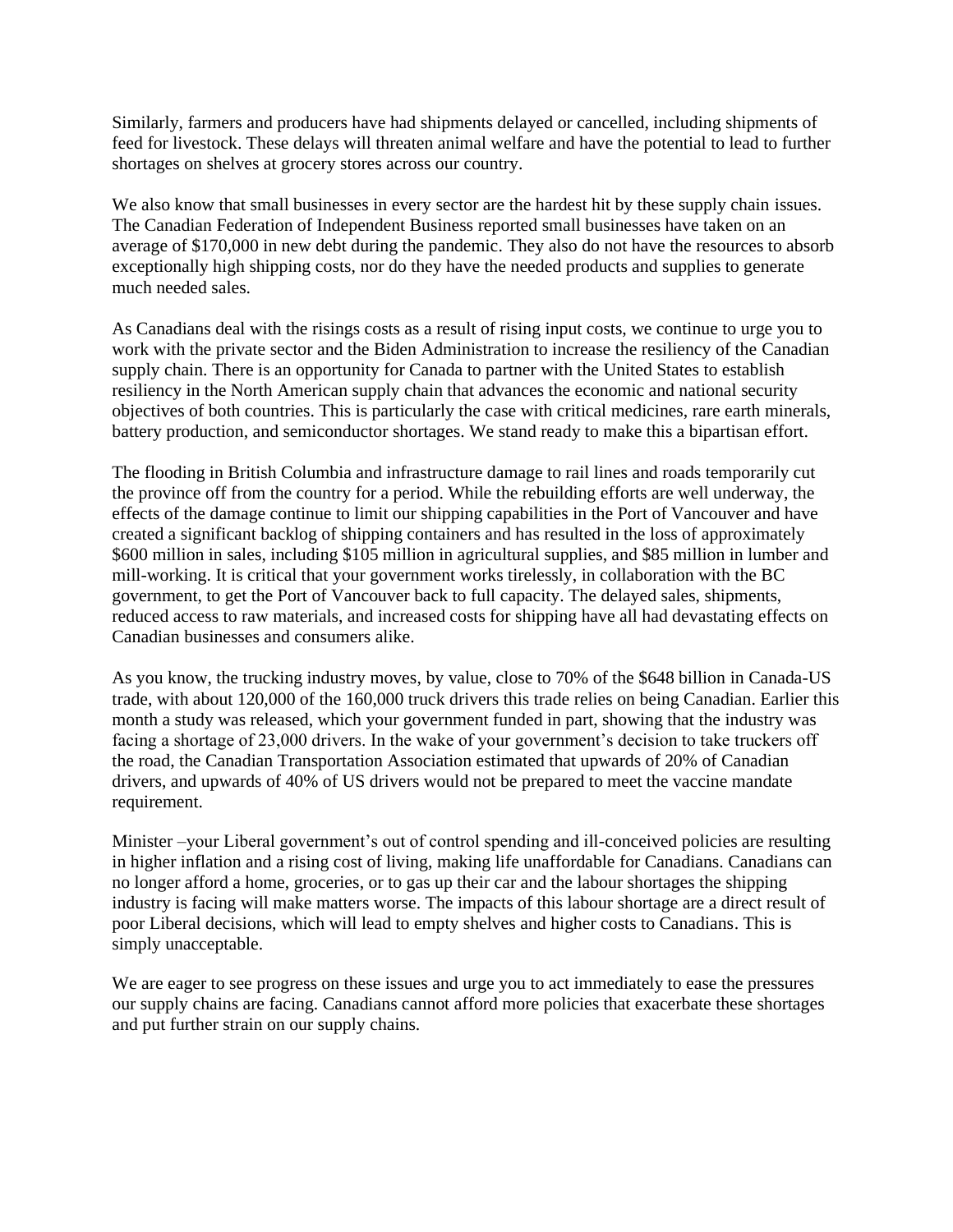Similarly, farmers and producers have had shipments delayed or cancelled, including shipments of feed for livestock. These delays will threaten animal welfare and have the potential to lead to further shortages on shelves at grocery stores across our country.

We also know that small businesses in every sector are the hardest hit by these supply chain issues. The Canadian Federation of Independent Business reported small businesses have taken on an average of $170,000 in new debt during the pandemic. They also do not have the resources to absorb exceptionally high shipping costs, nor do they have the needed products and supplies to generate much needed sales.

As Canadians deal with the risings costs as a result of rising input costs, we continue to urge you to work with the private sector and the Biden Administration to increase the resiliency of the Canadian supply chain. There is an opportunity for Canada to partner with the United States to establish resiliency in the North American supply chain that advances the economic and national security objectives of both countries. This is particularly the case with critical medicines, rare earth minerals, battery production, and semiconductor shortages. We stand ready to make this a bipartisan effort.

The flooding in British Columbia and infrastructure damage to rail lines and roads temporarily cut the province off from the country for a period. While the rebuilding efforts are well underway, the effects of the damage continue to limit our shipping capabilities in the Port of Vancouver and have created a significant backlog of shipping containers and has resulted in the loss of approximately $600 million in sales, including $105 million in agricultural supplies, and $85 million in lumber and mill-working. It is critical that your government works tirelessly, in collaboration with the BC government, to get the Port of Vancouver back to full capacity. The delayed sales, shipments, reduced access to raw materials, and increased costs for shipping have all had devastating effects on Canadian businesses and consumers alike.

As you know, the trucking industry moves, by value, close to 70% of the $648 billion in Canada-US trade, with about 120,000 of the 160,000 truck drivers this trade relies on being Canadian. Earlier this month a study was released, which your government funded in part, showing that the industry was facing a shortage of 23,000 drivers. In the wake of your government's decision to take truckers off the road, the Canadian Transportation Association estimated that upwards of 20% of Canadian drivers, and upwards of 40% of US drivers would not be prepared to meet the vaccine mandate requirement.

Minister –your Liberal government's out of control spending and ill-conceived policies are resulting in higher inflation and a rising cost of living, making life unaffordable for Canadians. Canadians can no longer afford a home, groceries, or to gas up their car and the labour shortages the shipping industry is facing will make matters worse. The impacts of this labour shortage are a direct result of poor Liberal decisions, which will lead to empty shelves and higher costs to Canadians. This is simply unacceptable.

We are eager to see progress on these issues and urge you to act immediately to ease the pressures our supply chains are facing. Canadians cannot afford more policies that exacerbate these shortages and put further strain on our supply chains.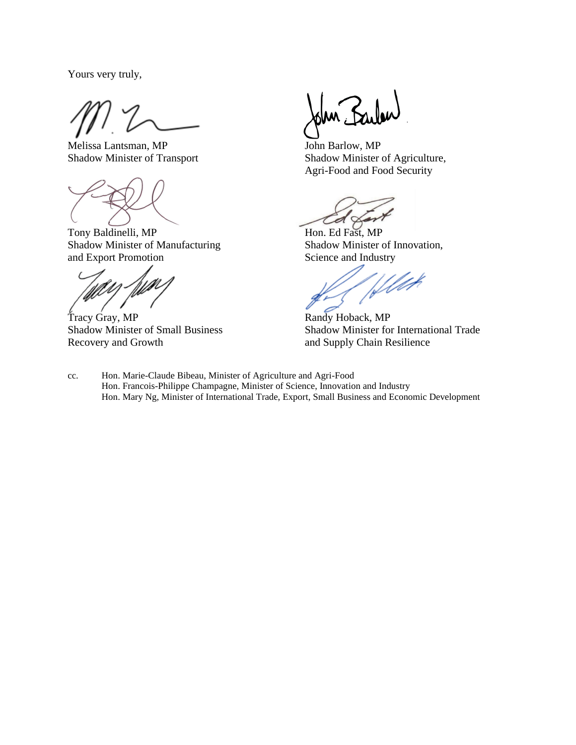Yours very truly,

Melissa Lantsman, MP
Shadow Minister of Transport

John Barlow, MP
Shadow Minister of Agriculture,
Agri-Food and Food Security

Tony Baldinelli, MP
Shadow Minister of Manufacturing
and Export Promotion

Hon. Ed Fast, MP
Shadow Minister of Innovation,
Science and Industry

Tracy Gray, MP
Shadow Minister of Small Business
Recovery and Growth

Randy Hoback, MP
Shadow Minister for International Trade
and Supply Chain Resilience

cc. Hon. Marie-Claude Bibeau, Minister of Agriculture and Agri-Food
Hon. Francois-Philippe Champagne, Minister of Science, Innovation and Industry
Hon. Mary Ng, Minister of International Trade, Export, Small Business and Economic Development